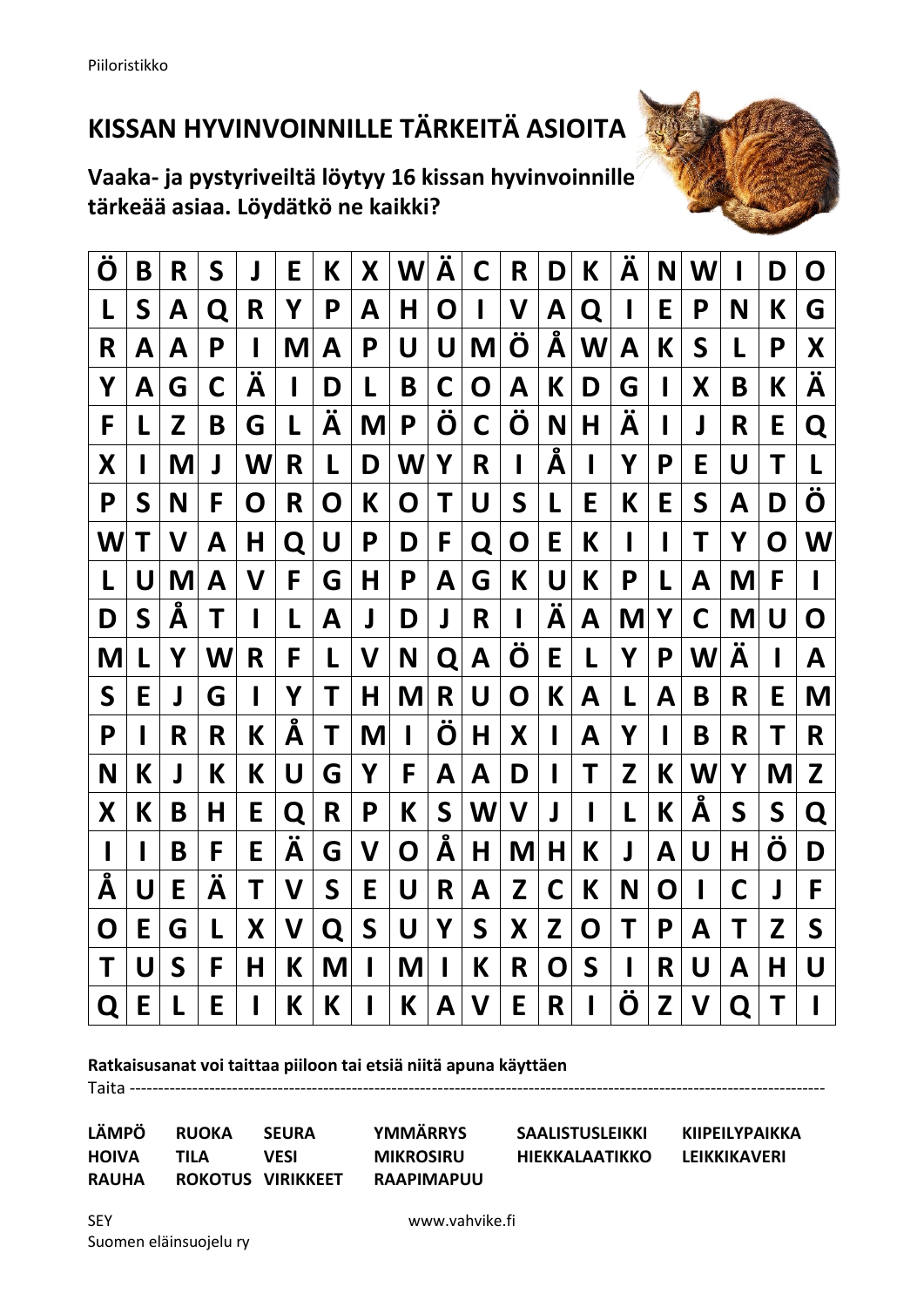Piiloristikko

# KISSAN HYVINVOINNILLE TÄRKEITÄ ASIOITA

**Vaaka- ja pystyriveiltä löytyy 16 kissan hyvinvoinnille tärkeää asiaa. Löydätkö ne kaikki?**

| | | | | | | | | | | | | | | | | | | | |
|---|---|---|---|---|---|---|---|---|---|---|---|---|---|---|---|---|---|---|---|
| Ö | B | R | S | J | E | K | X | W | Ä | C | R | D | K | Ä | N | W | I | D | O |
| L | S | A | Q | R | Y | P | A | H | O | I | V | A | Q | I | E | P | N | K | G |
| R | A | A | P | I | M | A | P | U | U | M | Ö | Å | W | A | K | S | L | P | X |
| Y | A | G | C | Ä | I | D | L | B | C | O | A | K | D | G | I | X | B | K | Ä |
| F | L | Z | B | G | L | Ä | M | P | Ö | C | Ö | N | H | Ä | I | J | R | E | Q |
| X | I | M | J | W | R | L | D | W | Y | R | I | Å | I | Y | P | E | U | T | L |
| P | S | N | F | O | R | O | K | O | T | U | S | L | E | K | E | S | A | D | Ö |
| W | T | V | A | H | Q | U | P | D | F | Q | O | E | K | I | I | T | Y | O | W |
| L | U | M | A | V | F | G | H | P | A | G | K | U | K | P | L | A | M | F | I |
| D | S | Å | T | I | L | A | J | D | J | R | I | Ä | A | M | Y | C | M | U | O |
| M | L | Y | W | R | F | L | V | N | Q | A | Ö | E | L | Y | P | W | Ä | I | A |
| S | E | J | G | I | Y | T | H | M | R | U | O | K | A | L | A | B | R | E | M |
| P | I | R | R | K | Å | T | M | I | Ö | H | X | I | A | Y | I | B | R | T | R |
| N | K | J | K | K | U | G | Y | F | A | A | D | I | T | Z | K | W | Y | M | Z |
| X | K | B | H | E | Q | R | P | K | S | W | V | J | I | L | K | Å | S | S | Q |
| I | I | B | F | E | Ä | G | V | O | Å | H | M | H | K | J | A | U | H | Ö | D |
| Å | U | E | Ä | T | V | S | E | U | R | A | Z | C | K | N | O | I | C | J | F |
| O | E | G | L | X | V | Q | S | U | Y | S | X | Z | O | T | P | A | T | Z | S |
| T | U | S | F | H | K | M | I | M | I | K | R | O | S | I | R | U | A | H | U |
| Q | E | L | E | I | K | K | I | K | A | V | E | R | I | Ö | Z | V | Q | T | I |

**Ratkaisusanat voi taittaa piiloon tai etsiä niitä apuna käyttäen**

Taita ------------------------------------------------------------------------------------------------------------------------

| | | | | | |
|---|---|---|---|---|---|
| **LÄMPÖ** | **RUOKA** | **SEURA** | **YMMÄRRYS** | **SAALISTUSLEIKKI** | **KIIPEILYPAIKKA** |
| **HOIVA** | **TILA** | **VESI** | **MIKROSIRU** | **HIEKKALAATIKKO** | **LEIKKIKAVERI** |
| **RAUHA** | **ROKOTUS** | **VIRIKKEET** | **RAAPIMAPUU** | | |

SEY
Suomen eläinsuojelu ry

www.vahvike.fi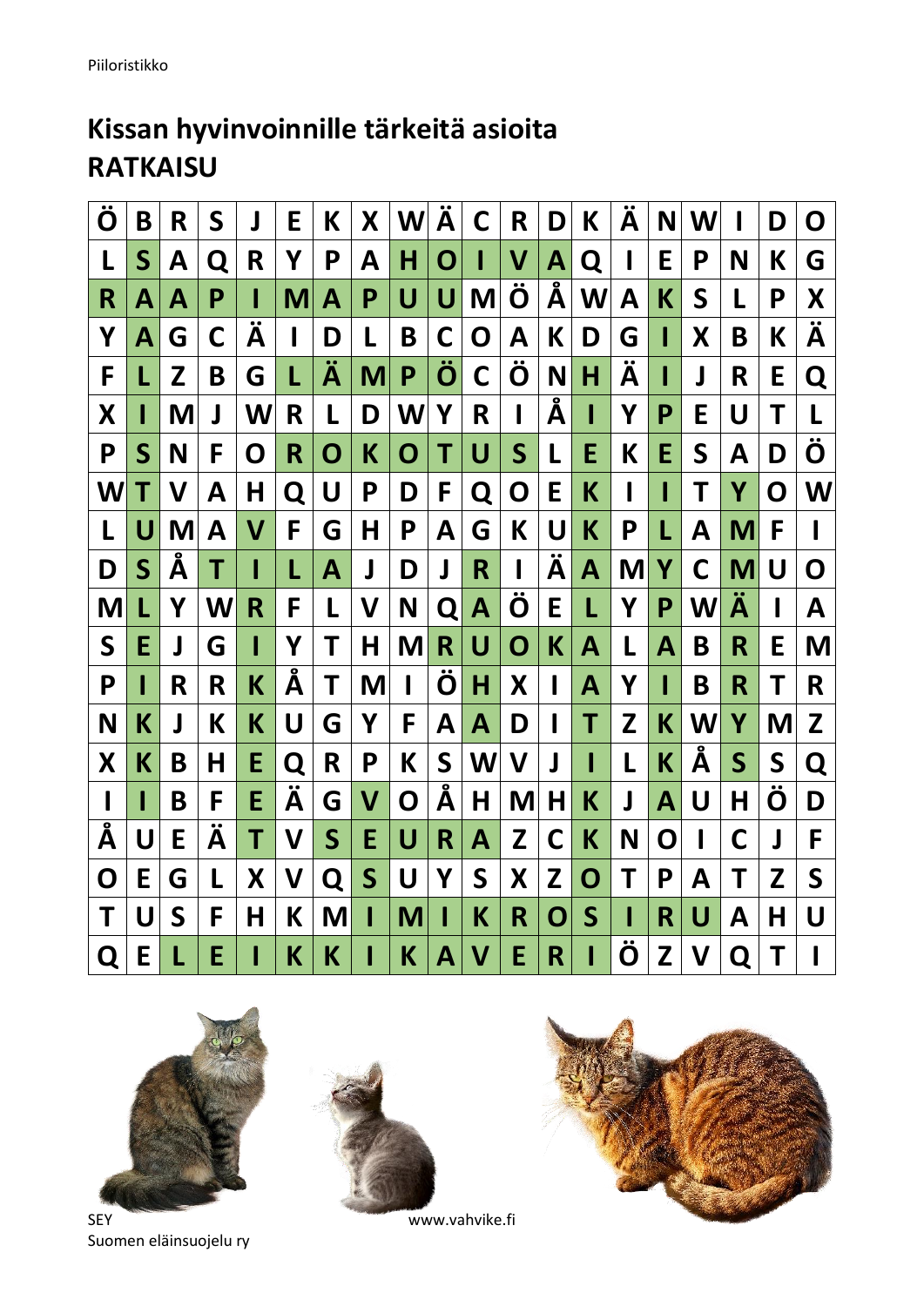Piiloristikko

# Kissan hyvinvoinnille tärkeitä asioita
## RATKAISU

| | | | | | | | | | | | | | | | | | | | |
|---|---|---|---|---|---|---|---|---|---|---|---|---|---|---|---|---|---|---|---|
| Ö | B | R | S | J | E | K | X | W | Ä | C | R | D | K | Ä | N | W | I | D | O |
| L | S | A | Q | R | Y | P | A | H | O | I | V | A | Q | I | E | P | N | K | G |
| R | A | A | P | I | M | A | P | U | U | M | Ö | Å | W | A | K | S | L | P | X |
| Y | A | G | C | Ä | I | D | L | B | C | O | A | K | D | G | I | X | B | K | Ä |
| F | L | Z | B | G | L | Ä | M | P | Ö | C | Ö | N | H | Ä | I | J | R | E | Q |
| X | I | M | J | W | R | L | D | W | Y | R | I | Å | I | Y | P | E | U | T | L |
| P | S | N | F | O | R | O | K | O | T | U | S | L | E | K | E | S | A | D | Ö |
| W | T | V | A | H | Q | U | P | D | F | Q | O | E | K | I | I | T | Y | O | W |
| L | U | M | A | V | F | G | H | P | A | G | K | U | K | P | L | A | M | F | I |
| D | S | Å | T | I | L | A | J | D | J | R | I | Ä | A | M | Y | C | M | U | O |
| M | L | Y | W | R | F | L | V | N | Q | A | Ö | E | L | Y | P | W | Ä | I | A |
| S | E | J | G | I | Y | T | H | M | R | U | O | K | A | L | A | B | R | E | M |
| P | I | R | R | K | Å | T | M | I | Ö | H | X | I | A | Y | I | B | R | T | R |
| N | K | J | K | K | U | G | Y | F | A | A | D | I | T | Z | K | W | Y | M | Z |
| X | K | B | H | E | Q | R | P | K | S | W | V | J | I | L | K | Å | S | S | Q |
| I | I | B | F | E | Ä | G | V | O | Å | H | M | H | K | J | A | U | H | Ö | D |
| Å | U | E | Ä | T | V | S | E | U | R | A | Z | C | K | N | O | I | C | J | F |
| O | E | G | L | X | V | Q | S | U | Y | S | X | Z | O | T | P | A | T | Z | S |
| T | U | S | F | H | K | M | I | M | I | K | R | O | S | I | R | U | A | H | U |
| Q | E | L | E | I | K | K | I | K | A | V | E | R | I | Ö | Z | V | Q | T | I |

SEY
Suomen eläinsuojelu ry

www.vahvike.fi